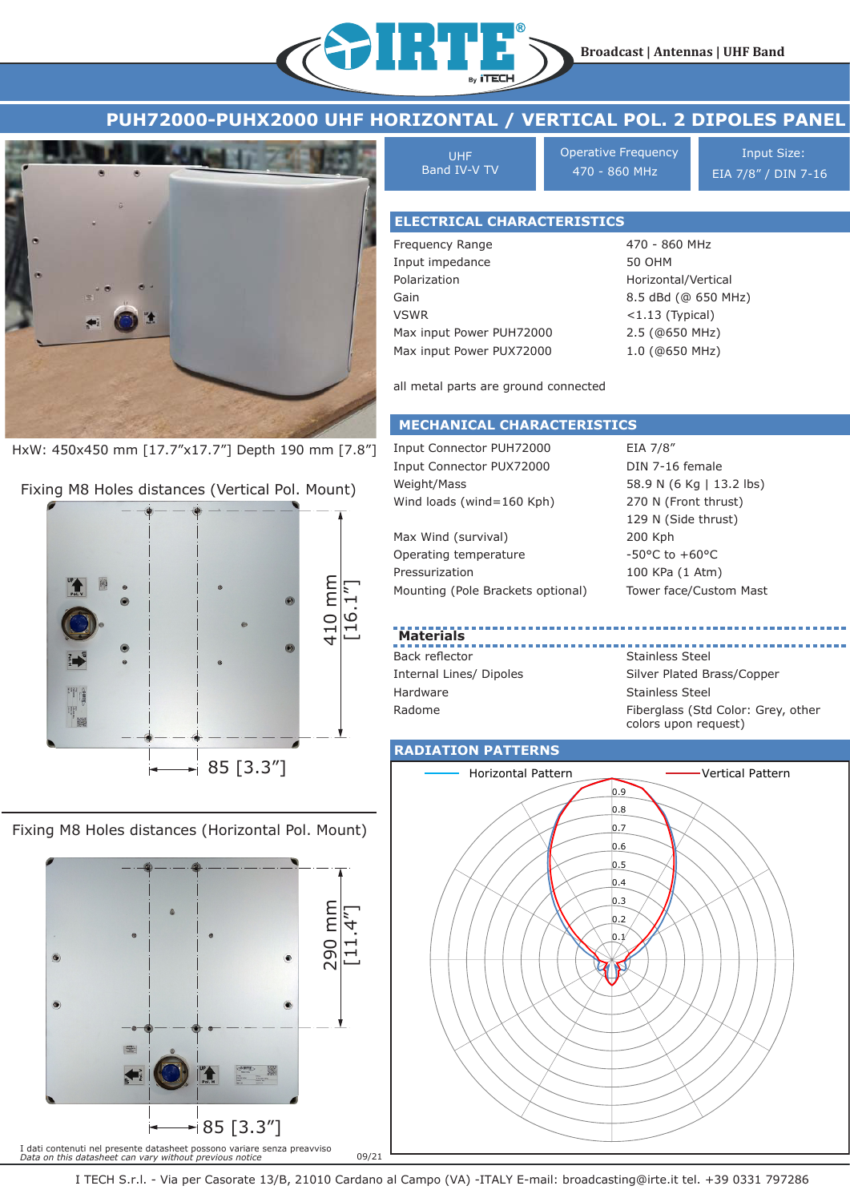Broadcast | Antennas | UHF Band

# PUH72000-PUHX2000 UHF HORIZONTAL / VERTICAL POL. 2 DIPOLES PANEL

| UHF Band IV-V TV | Operative Frequency 470 - 860 MHz | Input Size: EIA 7/8" / DIN 7-16 |
|---|---|---|

HxW: 450x450 mm [17.7"x17.7"] Depth 190 mm [7.8"]

Fixing M8 Holes distances (Vertical Pol. Mount)

410 mm [16.1"]

85 [3.3"]

Fixing M8 Holes distances (Horizontal Pol. Mount)

290 mm [11.4"]

85 [3.3"]

## ELECTRICAL CHARACTERISTICS

| | |
|---|---|
| Frequency Range | 470 - 860 MHz |
| Input impedance | 50 OHM |
| Polarization | Horizontal/Vertical |
| Gain | 8.5 dBd (@ 650 MHz) |
| VSWR | <1.13 (Typical) |
| Max input Power PUH72000 | 2.5 (@650 MHz) |
| Max input Power PUX72000 | 1.0 (@650 MHz) |

all metal parts are ground connected

## MECHANICAL CHARACTERISTICS

| | |
|---|---|
| Input Connector PUH72000 | EIA 7/8" |
| Input Connector PUX72000 | DIN 7-16 female |
| Weight/Mass | 58.9 N (6 Kg \| 13.2 lbs) |
| Wind loads (wind=160 Kph) | 270 N (Front thrust) |
| | 129 N (Side thrust) |
| Max Wind (survival) | 200 Kph |
| Operating temperature | -50°C to +60°C |
| Pressurization | 100 KPa (1 Atm) |
| Mounting (Pole Brackets optional) | Tower face/Custom Mast |

### Materials

| | |
|---|---|
| Back reflector | Stainless Steel |
| Internal Lines/ Dipoles | Silver Plated Brass/Copper |
| Hardware | Stainless Steel |
| Radome | Fiberglass (Std Color: Grey, other colors upon request) |

## RADIATION PATTERNS

Horizontal Pattern — Vertical Pattern

I dati contenuti nel presente datasheet possono variare senza preavviso
*Data on this datasheet can vary without previous notice*

09/21

I TECH S.r.l. - Via per Casorate 13/B, 21010 Cardano al Campo (VA) -ITALY E-mail: broadcasting@irte.it tel. +39 0331 797286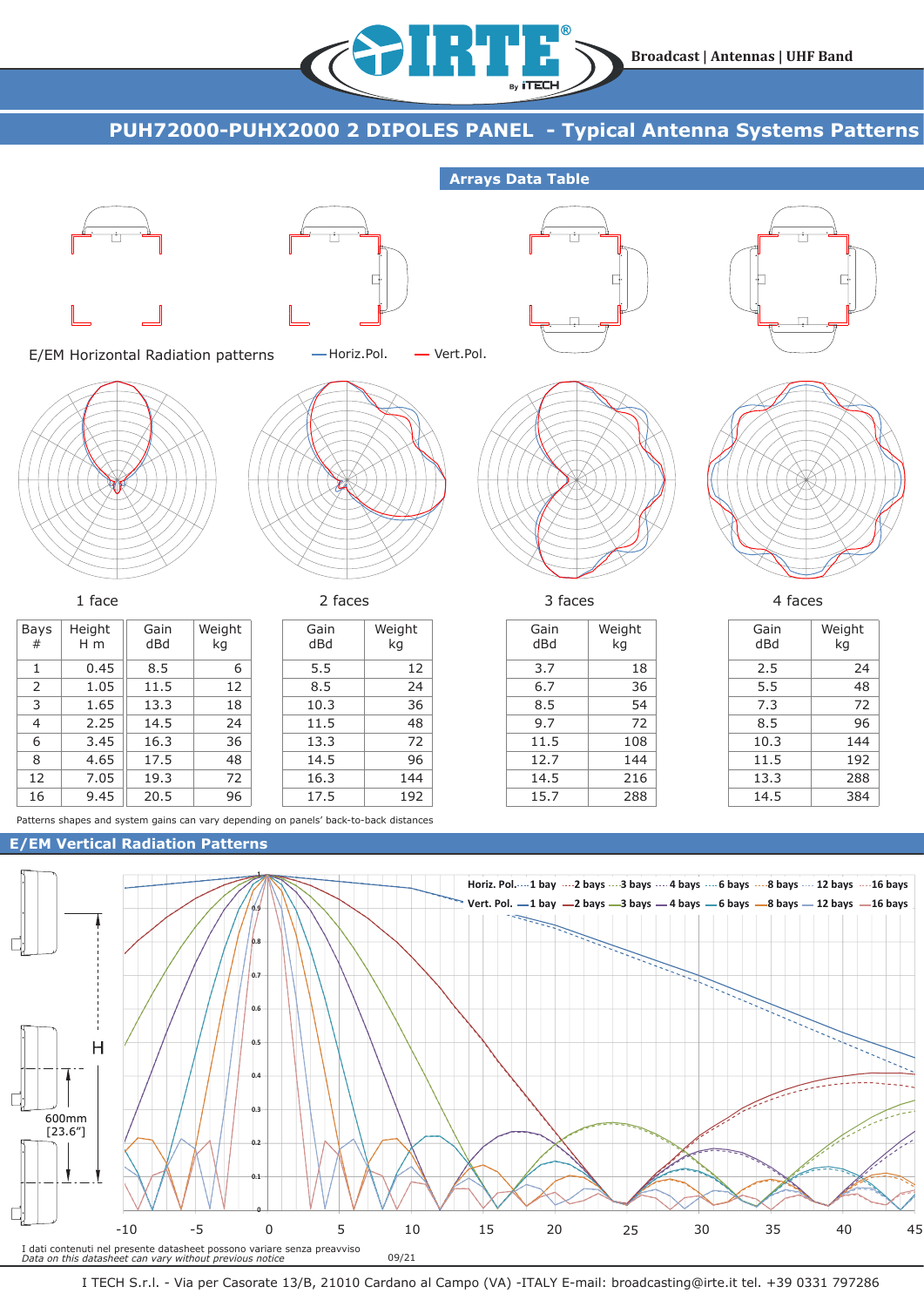Broadcast | Antennas | UHF Band

# PUH72000-PUHX2000 2 DIPOLES PANEL - Typical Antenna Systems Patterns

## Arrays Data Table

E/EM Horizontal Radiation patterns — Horiz.Pol. — Vert.Pol.

1 face

2 faces

3 faces

4 faces

| Bays # | Height H m | 1 face Gain dBd | 1 face Weight kg | 2 faces Gain dBd | 2 faces Weight kg | 3 faces Gain dBd | 3 faces Weight kg | 4 faces Gain dBd | 4 faces Weight kg |
|---|---|---|---|---|---|---|---|---|---|
| 1 | 0.45 | 8.5 | 6 | 5.5 | 12 | 3.7 | 18 | 2.5 | 24 |
| 2 | 1.05 | 11.5 | 12 | 8.5 | 24 | 6.7 | 36 | 5.5 | 48 |
| 3 | 1.65 | 13.3 | 18 | 10.3 | 36 | 8.5 | 54 | 7.3 | 72 |
| 4 | 2.25 | 14.5 | 24 | 11.5 | 48 | 9.7 | 72 | 8.5 | 96 |
| 6 | 3.45 | 16.3 | 36 | 13.3 | 72 | 11.5 | 108 | 10.3 | 144 |
| 8 | 4.65 | 17.5 | 48 | 14.5 | 96 | 12.7 | 144 | 11.5 | 192 |
| 12 | 7.05 | 19.3 | 72 | 16.3 | 144 | 14.5 | 216 | 13.3 | 288 |
| 16 | 9.45 | 20.5 | 96 | 17.5 | 192 | 15.7 | 288 | 14.5 | 384 |

Patterns shapes and system gains can vary depending on panels' back-to-back distances

## E/EM Vertical Radiation Patterns

H

600mm
[23.6"]

Horiz. Pol. 1 bay 2 bays 3 bays 4 bays 6 bays 8 bays 12 bays 16 bays

Vert. Pol. 1 bay 2 bays 3 bays 4 bays 6 bays 8 bays 12 bays 16 bays

1, 0.9, 0.8, 0.7, 0.6, 0.5, 0.4, 0.3, 0.2, 0.1, 0

-10, -5, 0, 5, 10, 15, 20, 25, 30, 35, 40, 45

I dati contenuti nel presente datasheet possono variare senza preavviso
*Data on this datasheet can vary without previous notice*

09/21

I TECH S.r.l. - Via per Casorate 13/B, 21010 Cardano al Campo (VA) -ITALY E-mail: broadcasting@irte.it tel. +39 0331 797286